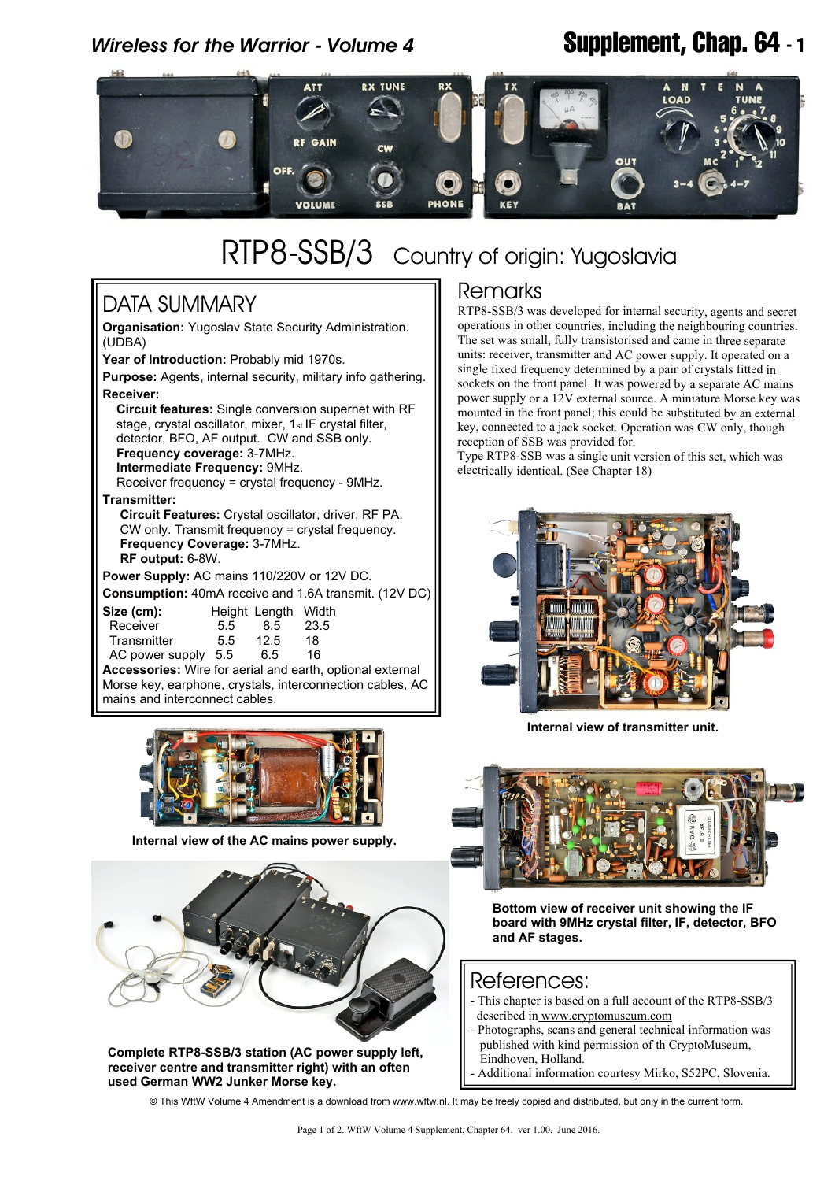# RTP8-SSB/3 Country of origin: Yugoslavia

## DATA SUMMARY

**Organisation:** Yugoslav State Security Administration. (UDBA)

**Year of Introduction:** Probably mid 1970s.

**Purpose:** Agents, internal security, military info gathering.

**Receiver:**

**Circuit features:** Single conversion superhet with RF stage, crystal oscillator, mixer, 1st IF crystal filter, detector, BFO, AF output. CW and SSB only.
**Frequency coverage:** 3-7MHz.
**Intermediate Frequency:** 9MHz.
Receiver frequency = crystal frequency - 9MHz.

**Transmitter:**

**Circuit Features:** Crystal oscillator, driver, RF PA. CW only. Transmit frequency = crystal frequency.
**Frequency Coverage:** 3-7MHz.
**RF output:** 6-8W.

**Power Supply:** AC mains 110/220V or 12V DC.

**Consumption:** 40mA receive and 1.6A transmit. (12V DC)

| Size (cm): | Height | Length | Width |
|---|---|---|---|
| Receiver | 5.5 | 8.5 | 23.5 |
| Transmitter | 5.5 | 12.5 | 18 |
| AC power supply | 5.5 | 6.5 | 16 |

**Accessories:** Wire for aerial and earth, optional external Morse key, earphone, crystals, interconnection cables, AC mains and interconnect cables.

Internal view of the AC mains power supply.

Complete RTP8-SSB/3 station (AC power supply left, receiver centre and transmitter right) with an often used German WW2 Junker Morse key.

## Remarks

RTP8-SSB/3 was developed for internal security, agents and secret operations in other countries, including the neighbouring countries. The set was small, fully transistorised and came in three separate units: receiver, transmitter and AC power supply. It operated on a single fixed frequency determined by a pair of crystals fitted in sockets on the front panel. It was powered by a separate AC mains power supply or a 12V external source. A miniature Morse key was mounted in the front panel; this could be substituted by an external key, connected to a jack socket. Operation was CW only, though reception of SSB was provided for.

Type RTP8-SSB was a single unit version of this set, which was electrically identical. (See Chapter 18)

Internal view of transmitter unit.

Bottom view of receiver unit showing the IF board with 9MHz crystal filter, IF, detector, BFO and AF stages.

## References:

- This chapter is based on a full account of the RTP8-SSB/3 described in www.cryptomuseum.com
- Photographs, scans and general technical information was published with kind permission of th CryptoMuseum, Eindhoven, Holland.
- Additional information courtesy Mirko, S52PC, Slovenia.

© This WftW Volume 4 Amendment is a download from www.wftw.nl. It may be freely copied and distributed, but only in the current form.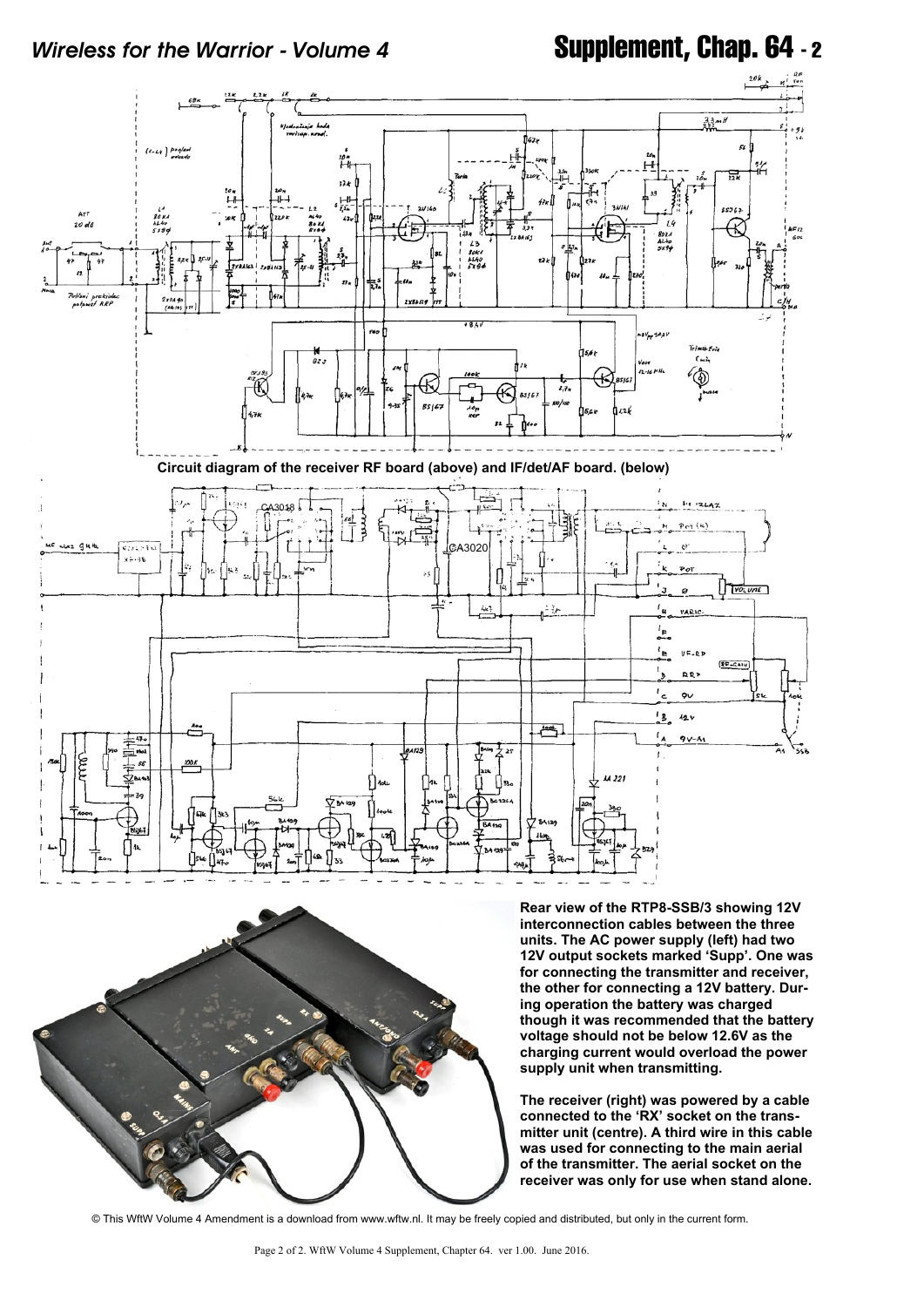Circuit diagram of the receiver RF board (above) and IF/det/AF board. (below)

Rear view of the RTP8-SSB/3 showing 12V interconnection cables between the three units. The AC power supply (left) had two 12V output sockets marked 'Supp'. One was for connecting the transmitter and receiver, the other for connecting a 12V battery. During operation the battery was charged though it was recommended that the battery voltage should not be below 12.6V as the charging current would overload the power supply unit when transmitting.

The receiver (right) was powered by a cable connected to the 'RX' socket on the transmitter unit (centre). A third wire in this cable was used for connecting to the main aerial of the transmitter. The aerial socket on the receiver was only for use when stand alone.

© This WftW Volume 4 Amendment is a download from www.wftw.nl. It may be freely copied and distributed, but only in the current form.